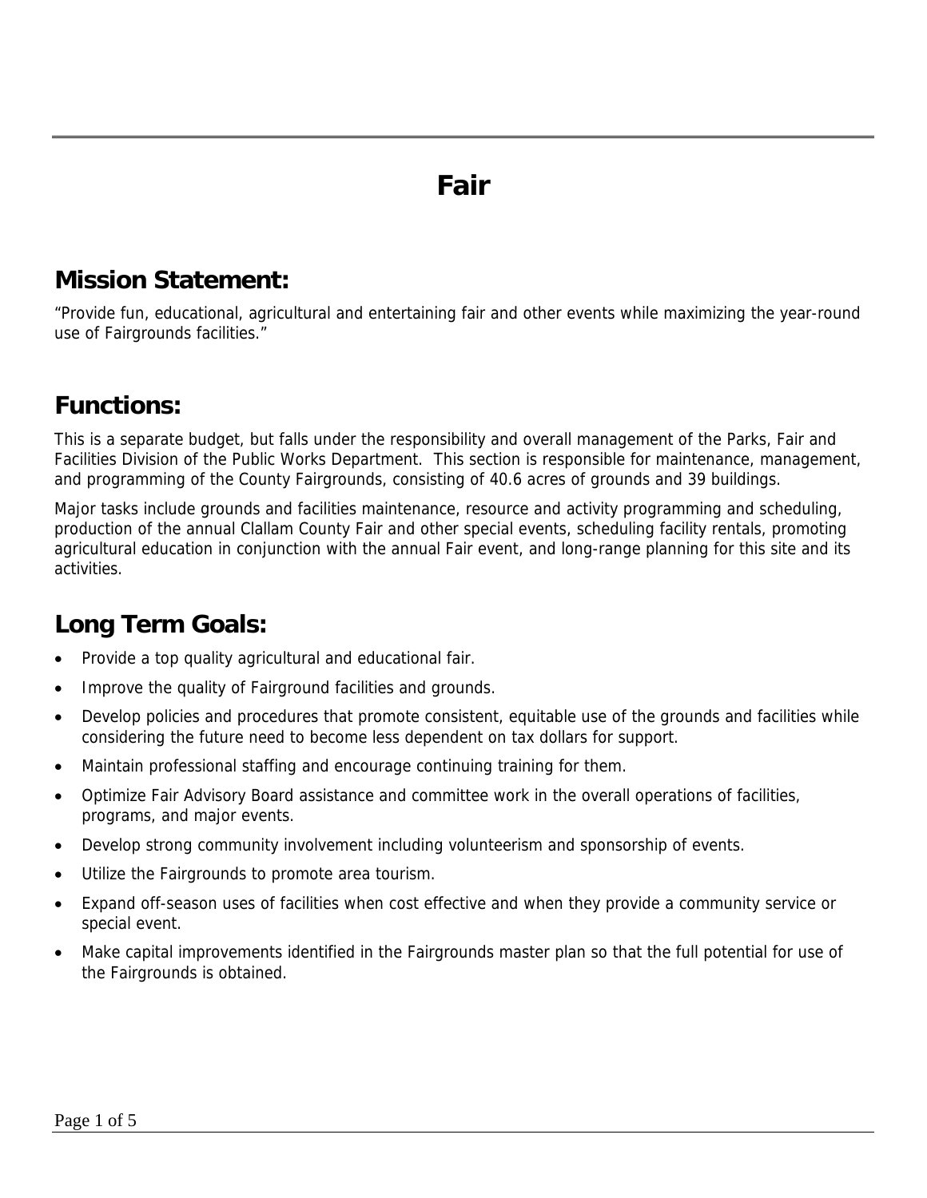# Fair

## Mission Statement:

"Provide fun, educational, agricultural and entertaining fair and other events while maximizing the year-round use of Fairgrounds facilities."

## Functions:

This is a separate budget, but falls under the responsibility and overall management of the Parks, Fair and Facilities Division of the Public Works Department. This section is responsible for maintenance, management, and programming of the County Fairgrounds, consisting of 40.6 acres of grounds and 39 buildings.

Major tasks include grounds and facilities maintenance, resource and activity programming and scheduling, production of the annual Clallam County Fair and other special events, scheduling facility rentals, promoting agricultural education in conjunction with the annual Fair event, and long-range planning for this site and its activities.

## Long Term Goals:

- Provide a top quality agricultural and educational fair.
- Improve the quality of Fairground facilities and grounds.
- Develop policies and procedures that promote consistent, equitable use of the grounds and facilities while considering the future need to become less dependent on tax dollars for support.
- Maintain professional staffing and encourage continuing training for them.
- Optimize Fair Advisory Board assistance and committee work in the overall operations of facilities, programs, and major events.
- Develop strong community involvement including volunteerism and sponsorship of events.
- Utilize the Fairgrounds to promote area tourism.
- Expand off-season uses of facilities when cost effective and when they provide a community service or special event.
- Make capital improvements identified in the Fairgrounds master plan so that the full potential for use of the Fairgrounds is obtained.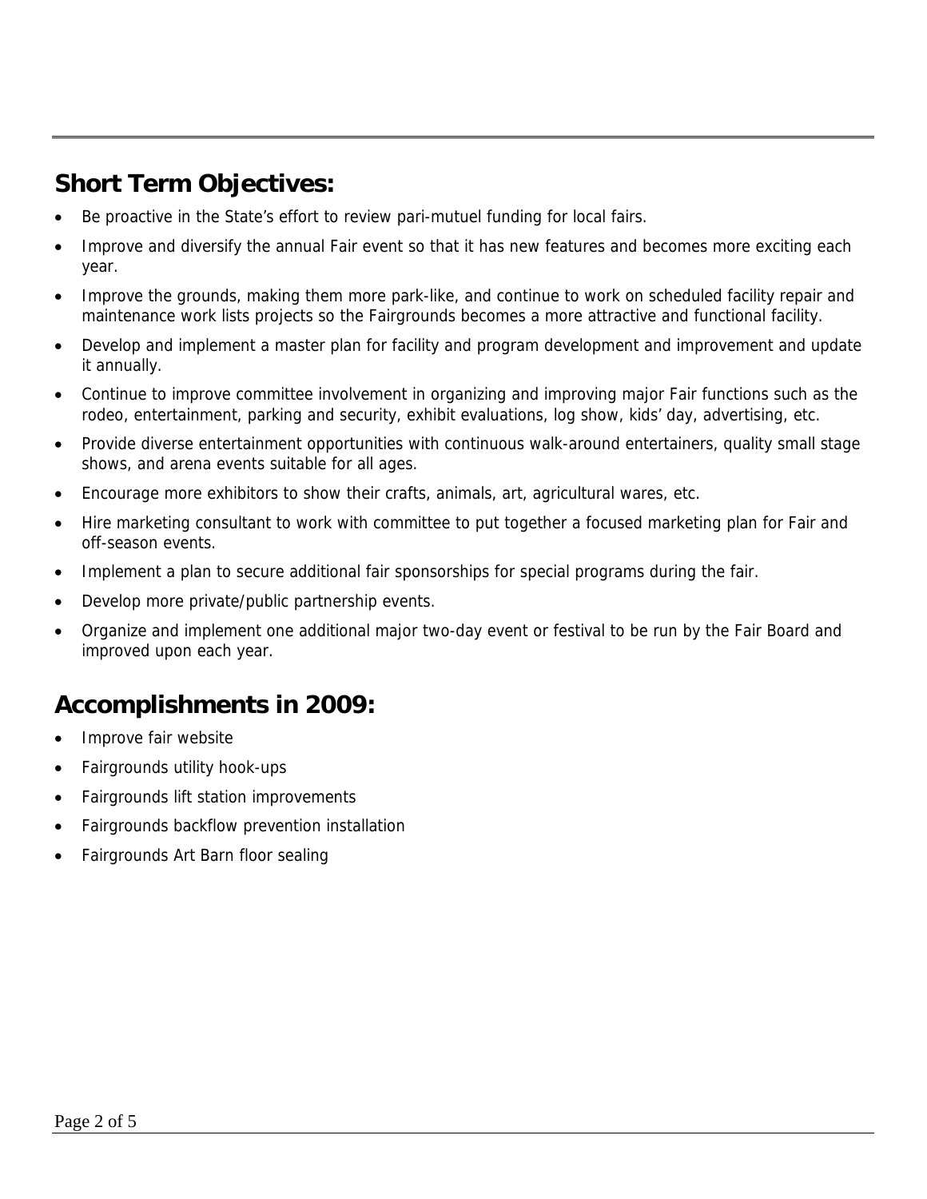## Short Term Objectives:

- Be proactive in the State's effort to review pari-mutuel funding for local fairs.
- Improve and diversify the annual Fair event so that it has new features and becomes more exciting each year.
- Improve the grounds, making them more park-like, and continue to work on scheduled facility repair and maintenance work lists projects so the Fairgrounds becomes a more attractive and functional facility.
- Develop and implement a master plan for facility and program development and improvement and update it annually.
- Continue to improve committee involvement in organizing and improving major Fair functions such as the rodeo, entertainment, parking and security, exhibit evaluations, log show, kids' day, advertising, etc.
- Provide diverse entertainment opportunities with continuous walk-around entertainers, quality small stage shows, and arena events suitable for all ages.
- Encourage more exhibitors to show their crafts, animals, art, agricultural wares, etc.
- Hire marketing consultant to work with committee to put together a focused marketing plan for Fair and off-season events.
- Implement a plan to secure additional fair sponsorships for special programs during the fair.
- Develop more private/public partnership events.
- Organize and implement one additional major two-day event or festival to be run by the Fair Board and improved upon each year.

## Accomplishments in 2009:

- Improve fair website
- Fairgrounds utility hook-ups
- Fairgrounds lift station improvements
- Fairgrounds backflow prevention installation
- Fairgrounds Art Barn floor sealing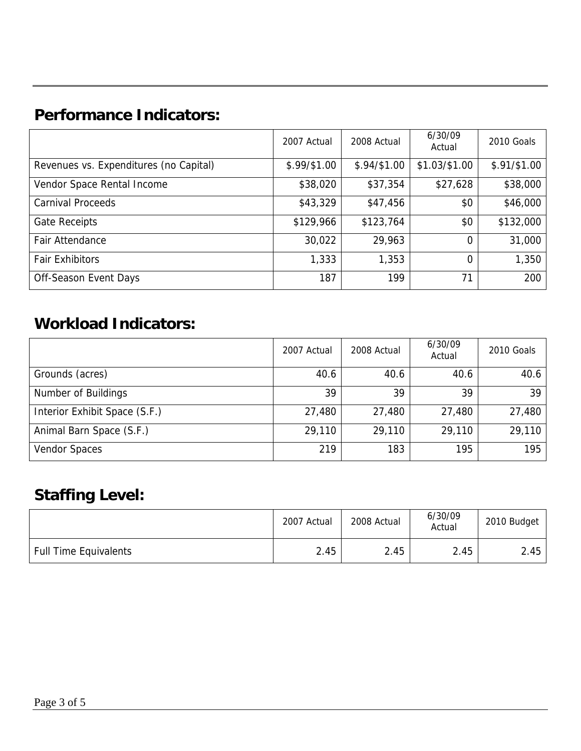## Performance Indicators:

| | 2007 Actual | 2008 Actual | 6/30/09 Actual | 2010 Goals |
|---|---|---|---|---|
| Revenues vs. Expenditures (no Capital) | $.99/$1.00 | $.94/$1.00 | $1.03/$1.00 | $.91/$1.00 |
| Vendor Space Rental Income | $38,020 | $37,354 | $27,628 | $38,000 |
| Carnival Proceeds | $43,329 | $47,456 | $0 | $46,000 |
| Gate Receipts | $129,966 | $123,764 | $0 | $132,000 |
| Fair Attendance | 30,022 | 29,963 | 0 | 31,000 |
| Fair Exhibitors | 1,333 | 1,353 | 0 | 1,350 |
| Off-Season Event Days | 187 | 199 | 71 | 200 |

## Workload Indicators:

| | 2007 Actual | 2008 Actual | 6/30/09 Actual | 2010 Goals |
|---|---|---|---|---|
| Grounds (acres) | 40.6 | 40.6 | 40.6 | 40.6 |
| Number of Buildings | 39 | 39 | 39 | 39 |
| Interior Exhibit Space (S.F.) | 27,480 | 27,480 | 27,480 | 27,480 |
| Animal Barn Space (S.F.) | 29,110 | 29,110 | 29,110 | 29,110 |
| Vendor Spaces | 219 | 183 | 195 | 195 |

## Staffing Level:

| | 2007 Actual | 2008 Actual | 6/30/09 Actual | 2010 Budget |
|---|---|---|---|---|
| Full Time Equivalents | 2.45 | 2.45 | 2.45 | 2.45 |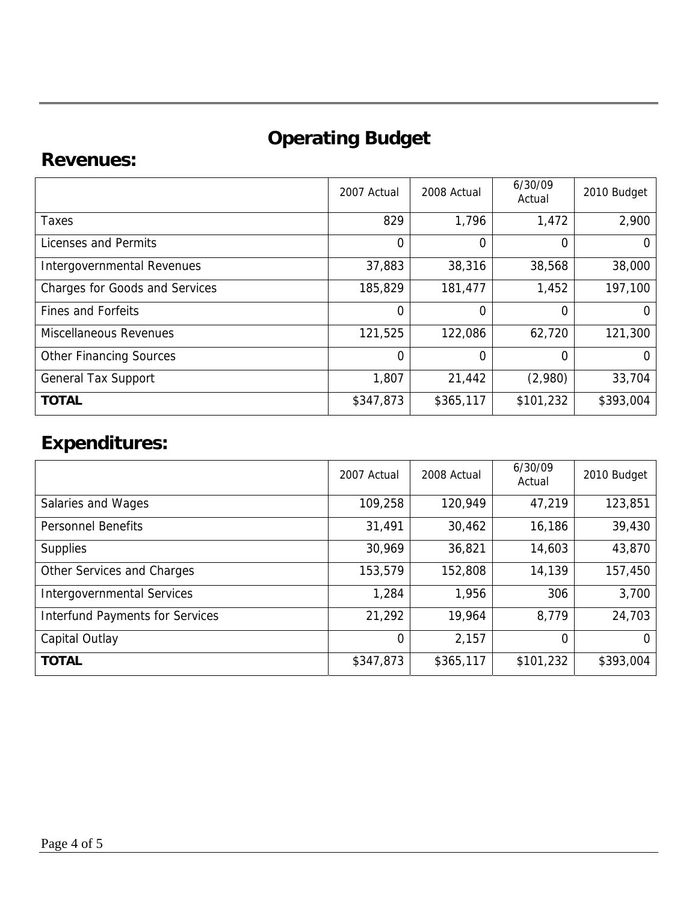# Operating Budget

## Revenues:

| | 2007 Actual | 2008 Actual | 6/30/09 Actual | 2010 Budget |
|---|---|---|---|---|
| Taxes | 829 | 1,796 | 1,472 | 2,900 |
| Licenses and Permits | 0 | 0 | 0 | 0 |
| Intergovernmental Revenues | 37,883 | 38,316 | 38,568 | 38,000 |
| Charges for Goods and Services | 185,829 | 181,477 | 1,452 | 197,100 |
| Fines and Forfeits | 0 | 0 | 0 | 0 |
| Miscellaneous Revenues | 121,525 | 122,086 | 62,720 | 121,300 |
| Other Financing Sources | 0 | 0 | 0 | 0 |
| General Tax Support | 1,807 | 21,442 | (2,980) | 33,704 |
| **TOTAL** | $347,873 | $365,117 | $101,232 | $393,004 |

## Expenditures:

| | 2007 Actual | 2008 Actual | 6/30/09 Actual | 2010 Budget |
|---|---|---|---|---|
| Salaries and Wages | 109,258 | 120,949 | 47,219 | 123,851 |
| Personnel Benefits | 31,491 | 30,462 | 16,186 | 39,430 |
| Supplies | 30,969 | 36,821 | 14,603 | 43,870 |
| Other Services and Charges | 153,579 | 152,808 | 14,139 | 157,450 |
| Intergovernmental Services | 1,284 | 1,956 | 306 | 3,700 |
| Interfund Payments for Services | 21,292 | 19,964 | 8,779 | 24,703 |
| Capital Outlay | 0 | 2,157 | 0 | 0 |
| **TOTAL** | $347,873 | $365,117 | $101,232 | $393,004 |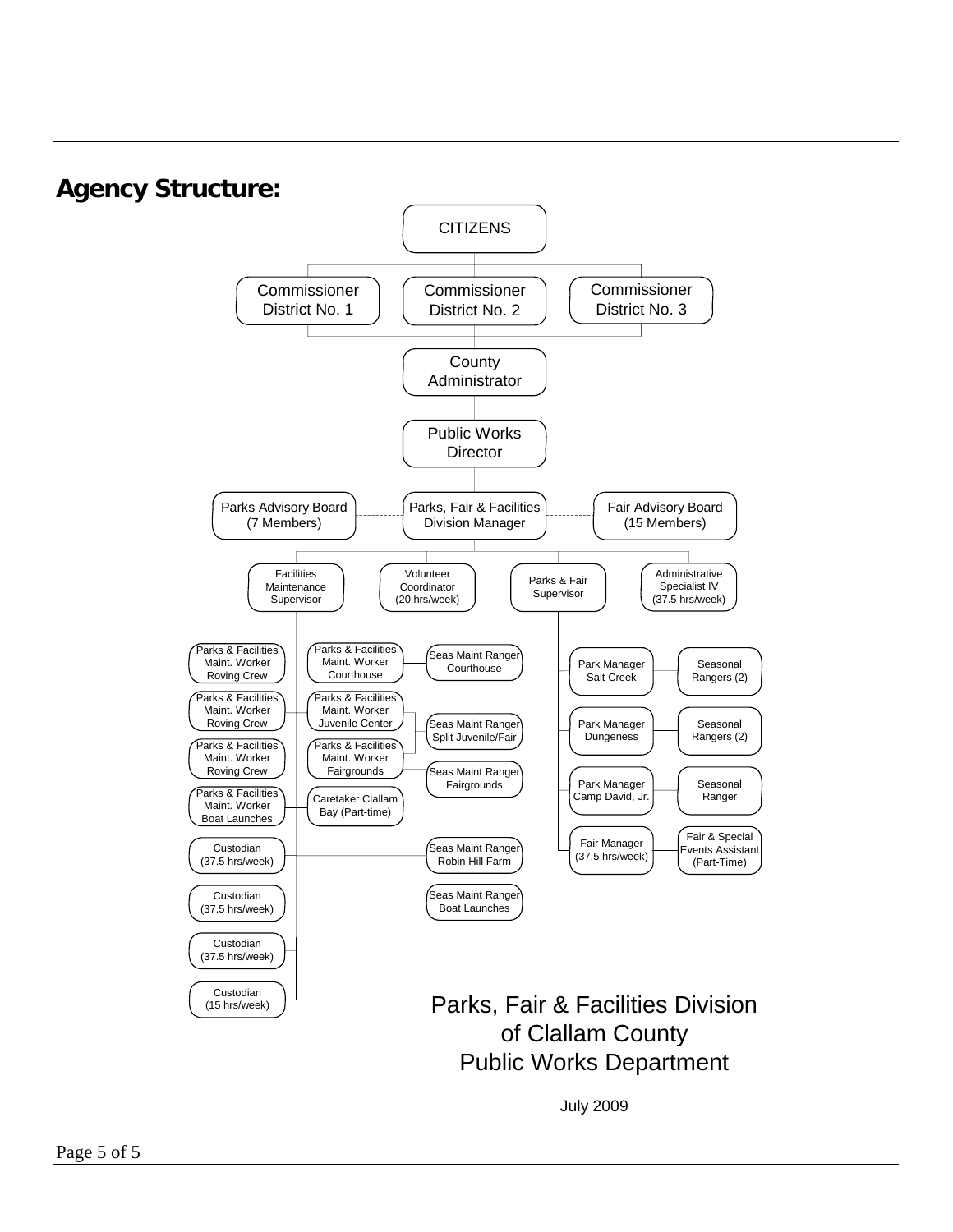## Agency Structure:

CITIZENS

Commissioner District No. 1

Commissioner District No. 2

Commissioner District No. 3

County Administrator

Public Works Director

Parks Advisory Board (7 Members)

Parks, Fair & Facilities Division Manager

Fair Advisory Board (15 Members)

Facilities Maintenance Supervisor

Volunteer Coordinator (20 hrs/week)

Parks & Fair Supervisor

Administrative Specialist IV (37.5 hrs/week)

Parks & Facilities Maint. Worker Roving Crew

Parks & Facilities Maint. Worker Roving Crew

Parks & Facilities Maint. Worker Roving Crew

Parks & Facilities Maint. Worker Boat Launches

Parks & Facilities Maint. Worker Courthouse

Parks & Facilities Maint. Worker Juvenile Center

Parks & Facilities Maint. Worker Fairgrounds

Caretaker Clallam Bay (Part-time)

Seas Maint Ranger Courthouse

Seas Maint Ranger Split Juvenile/Fair

Seas Maint Ranger Fairgrounds

Custodian (37.5 hrs/week)

Seas Maint Ranger Robin Hill Farm

Custodian (37.5 hrs/week)

Seas Maint Ranger Boat Launches

Custodian (37.5 hrs/week)

Custodian (15 hrs/week)

Park Manager Salt Creek

Seasonal Rangers (2)

Park Manager Dungeness

Seasonal Rangers (2)

Park Manager Camp David, Jr.

Seasonal Ranger

Fair Manager (37.5 hrs/week)

Fair & Special Events Assistant (Part-Time)

Parks, Fair & Facilities Division of Clallam County Public Works Department

July 2009